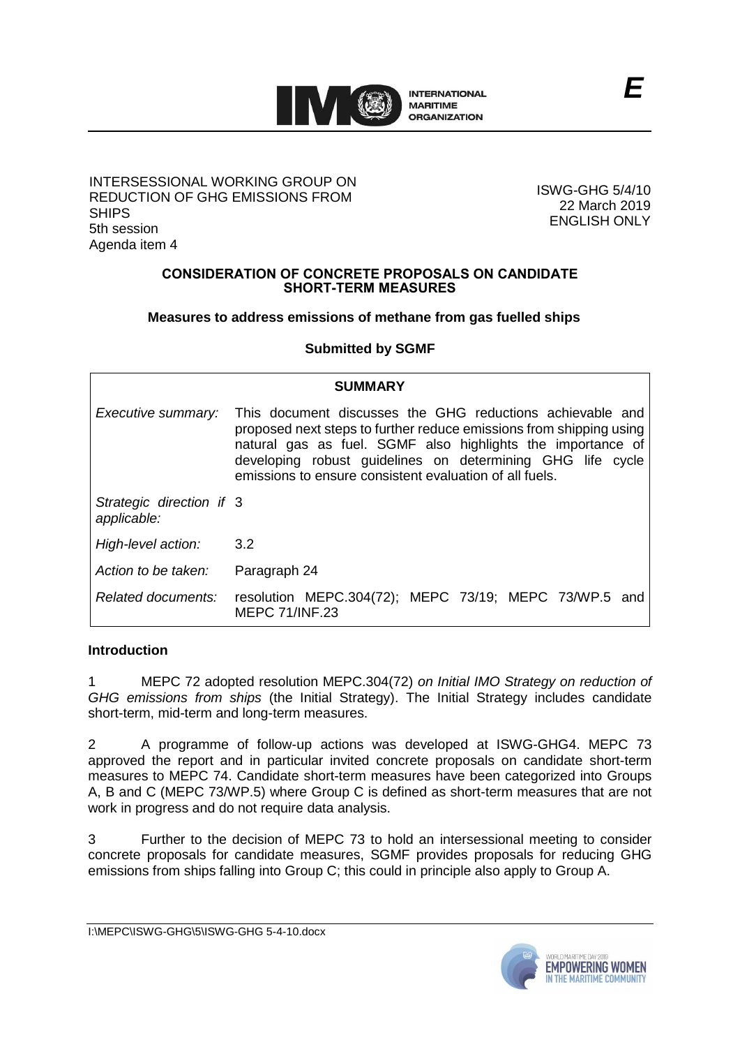E

INTERSESSIONAL WORKING GROUP ON REDUCTION OF GHG EMISSIONS FROM SHIPS
5th session
Agenda item 4

ISWG-GHG 5/4/10
22 March 2019
ENGLISH ONLY

**CONSIDERATION OF CONCRETE PROPOSALS ON CANDIDATE SHORT-TERM MEASURES**

**Measures to address emissions of methane from gas fuelled ships**

**Submitted by SGMF**

| **SUMMARY** | |
|---|---|
| *Executive summary:* | This document discusses the GHG reductions achievable and proposed next steps to further reduce emissions from shipping using natural gas as fuel. SGMF also highlights the importance of developing robust guidelines on determining GHG life cycle emissions to ensure consistent evaluation of all fuels. |
| *Strategic direction if applicable:* | 3 |
| *High-level action:* | 3.2 |
| *Action to be taken:* | Paragraph 24 |
| *Related documents:* | resolution MEPC.304(72); MEPC 73/19; MEPC 73/WP.5 and MEPC 71/INF.23 |

## Introduction

1 MEPC 72 adopted resolution MEPC.304(72) *on Initial IMO Strategy on reduction of GHG emissions from ships* (the Initial Strategy). The Initial Strategy includes candidate short-term, mid-term and long-term measures.

2 A programme of follow-up actions was developed at ISWG-GHG4. MEPC 73 approved the report and in particular invited concrete proposals on candidate short-term measures to MEPC 74. Candidate short-term measures have been categorized into Groups A, B and C (MEPC 73/WP.5) where Group C is defined as short-term measures that are not work in progress and do not require data analysis.

3 Further to the decision of MEPC 73 to hold an intersessional meeting to consider concrete proposals for candidate measures, SGMF provides proposals for reducing GHG emissions from ships falling into Group C; this could in principle also apply to Group A.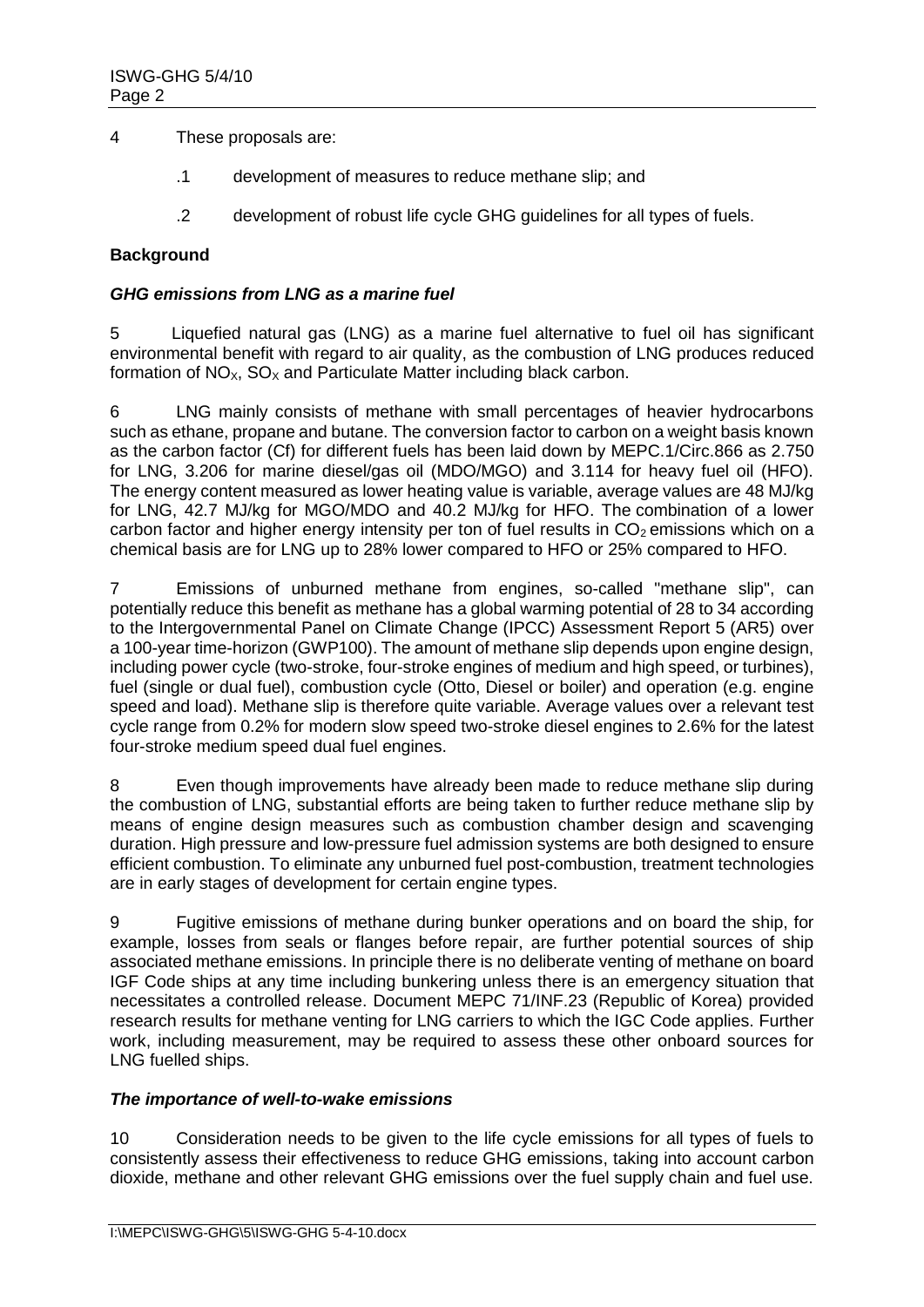4 These proposals are:

.1 development of measures to reduce methane slip; and

.2 development of robust life cycle GHG guidelines for all types of fuels.

**Background**

***GHG emissions from LNG as a marine fuel***

5 Liquefied natural gas (LNG) as a marine fuel alternative to fuel oil has significant environmental benefit with regard to air quality, as the combustion of LNG produces reduced formation of $NO_X$, $SO_X$ and Particulate Matter including black carbon.

6 LNG mainly consists of methane with small percentages of heavier hydrocarbons such as ethane, propane and butane. The conversion factor to carbon on a weight basis known as the carbon factor (Cf) for different fuels has been laid down by MEPC.1/Circ.866 as 2.750 for LNG, 3.206 for marine diesel/gas oil (MDO/MGO) and 3.114 for heavy fuel oil (HFO). The energy content measured as lower heating value is variable, average values are 48 MJ/kg for LNG, 42.7 MJ/kg for MGO/MDO and 40.2 MJ/kg for HFO. The combination of a lower carbon factor and higher energy intensity per ton of fuel results in $CO_2$ emissions which on a chemical basis are for LNG up to 28% lower compared to HFO or 25% compared to HFO.

7 Emissions of unburned methane from engines, so-called "methane slip", can potentially reduce this benefit as methane has a global warming potential of 28 to 34 according to the Intergovernmental Panel on Climate Change (IPCC) Assessment Report 5 (AR5) over a 100-year time-horizon (GWP100). The amount of methane slip depends upon engine design, including power cycle (two-stroke, four-stroke engines of medium and high speed, or turbines), fuel (single or dual fuel), combustion cycle (Otto, Diesel or boiler) and operation (e.g. engine speed and load). Methane slip is therefore quite variable. Average values over a relevant test cycle range from 0.2% for modern slow speed two-stroke diesel engines to 2.6% for the latest four-stroke medium speed dual fuel engines.

8 Even though improvements have already been made to reduce methane slip during the combustion of LNG, substantial efforts are being taken to further reduce methane slip by means of engine design measures such as combustion chamber design and scavenging duration. High pressure and low-pressure fuel admission systems are both designed to ensure efficient combustion. To eliminate any unburned fuel post-combustion, treatment technologies are in early stages of development for certain engine types.

9 Fugitive emissions of methane during bunker operations and on board the ship, for example, losses from seals or flanges before repair, are further potential sources of ship associated methane emissions. In principle there is no deliberate venting of methane on board IGF Code ships at any time including bunkering unless there is an emergency situation that necessitates a controlled release. Document MEPC 71/INF.23 (Republic of Korea) provided research results for methane venting for LNG carriers to which the IGC Code applies. Further work, including measurement, may be required to assess these other onboard sources for LNG fuelled ships.

***The importance of well-to-wake emissions***

10 Consideration needs to be given to the life cycle emissions for all types of fuels to consistently assess their effectiveness to reduce GHG emissions, taking into account carbon dioxide, methane and other relevant GHG emissions over the fuel supply chain and fuel use.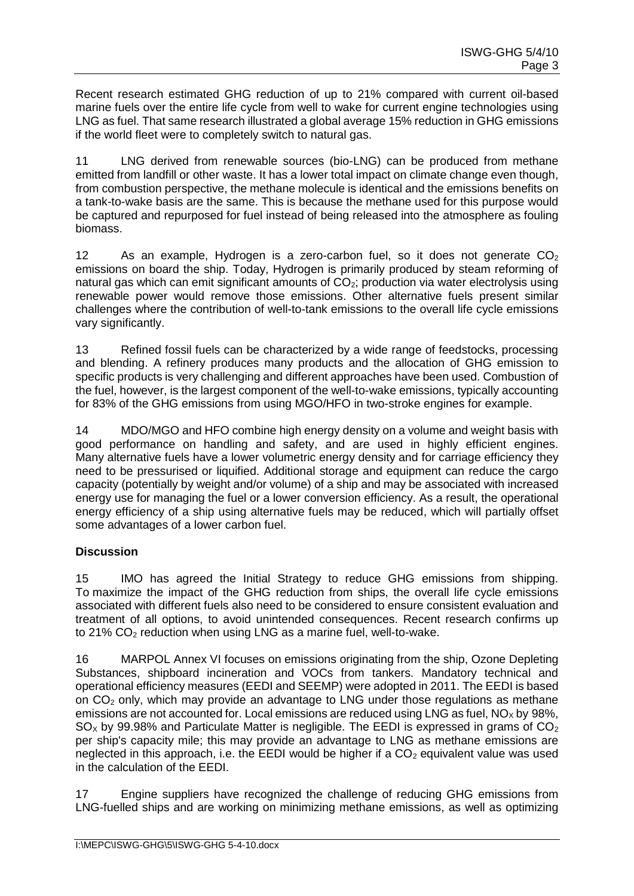Recent research estimated GHG reduction of up to 21% compared with current oil-based marine fuels over the entire life cycle from well to wake for current engine technologies using LNG as fuel. That same research illustrated a global average 15% reduction in GHG emissions if the world fleet were to completely switch to natural gas.

11 LNG derived from renewable sources (bio-LNG) can be produced from methane emitted from landfill or other waste. It has a lower total impact on climate change even though, from combustion perspective, the methane molecule is identical and the emissions benefits on a tank-to-wake basis are the same. This is because the methane used for this purpose would be captured and repurposed for fuel instead of being released into the atmosphere as fouling biomass.

12 As an example, Hydrogen is a zero-carbon fuel, so it does not generate $CO_2$ emissions on board the ship. Today, Hydrogen is primarily produced by steam reforming of natural gas which can emit significant amounts of $CO_2$; production via water electrolysis using renewable power would remove those emissions. Other alternative fuels present similar challenges where the contribution of well-to-tank emissions to the overall life cycle emissions vary significantly.

13 Refined fossil fuels can be characterized by a wide range of feedstocks, processing and blending. A refinery produces many products and the allocation of GHG emission to specific products is very challenging and different approaches have been used. Combustion of the fuel, however, is the largest component of the well-to-wake emissions, typically accounting for 83% of the GHG emissions from using MGO/HFO in two-stroke engines for example.

14 MDO/MGO and HFO combine high energy density on a volume and weight basis with good performance on handling and safety, and are used in highly efficient engines. Many alternative fuels have a lower volumetric energy density and for carriage efficiency they need to be pressurised or liquified. Additional storage and equipment can reduce the cargo capacity (potentially by weight and/or volume) of a ship and may be associated with increased energy use for managing the fuel or a lower conversion efficiency. As a result, the operational energy efficiency of a ship using alternative fuels may be reduced, which will partially offset some advantages of a lower carbon fuel.

**Discussion**

15 IMO has agreed the Initial Strategy to reduce GHG emissions from shipping. To maximize the impact of the GHG reduction from ships, the overall life cycle emissions associated with different fuels also need to be considered to ensure consistent evaluation and treatment of all options, to avoid unintended consequences. Recent research confirms up to 21% $CO_2$ reduction when using LNG as a marine fuel, well-to-wake.

16 MARPOL Annex VI focuses on emissions originating from the ship, Ozone Depleting Substances, shipboard incineration and VOCs from tankers. Mandatory technical and operational efficiency measures (EEDI and SEEMP) were adopted in 2011. The EEDI is based on $CO_2$ only, which may provide an advantage to LNG under those regulations as methane emissions are not accounted for. Local emissions are reduced using LNG as fuel, $NO_X$ by 98%, $SO_X$ by 99.98% and Particulate Matter is negligible. The EEDI is expressed in grams of $CO_2$ per ship's capacity mile; this may provide an advantage to LNG as methane emissions are neglected in this approach, i.e. the EEDI would be higher if a $CO_2$ equivalent value was used in the calculation of the EEDI.

17 Engine suppliers have recognized the challenge of reducing GHG emissions from LNG-fuelled ships and are working on minimizing methane emissions, as well as optimizing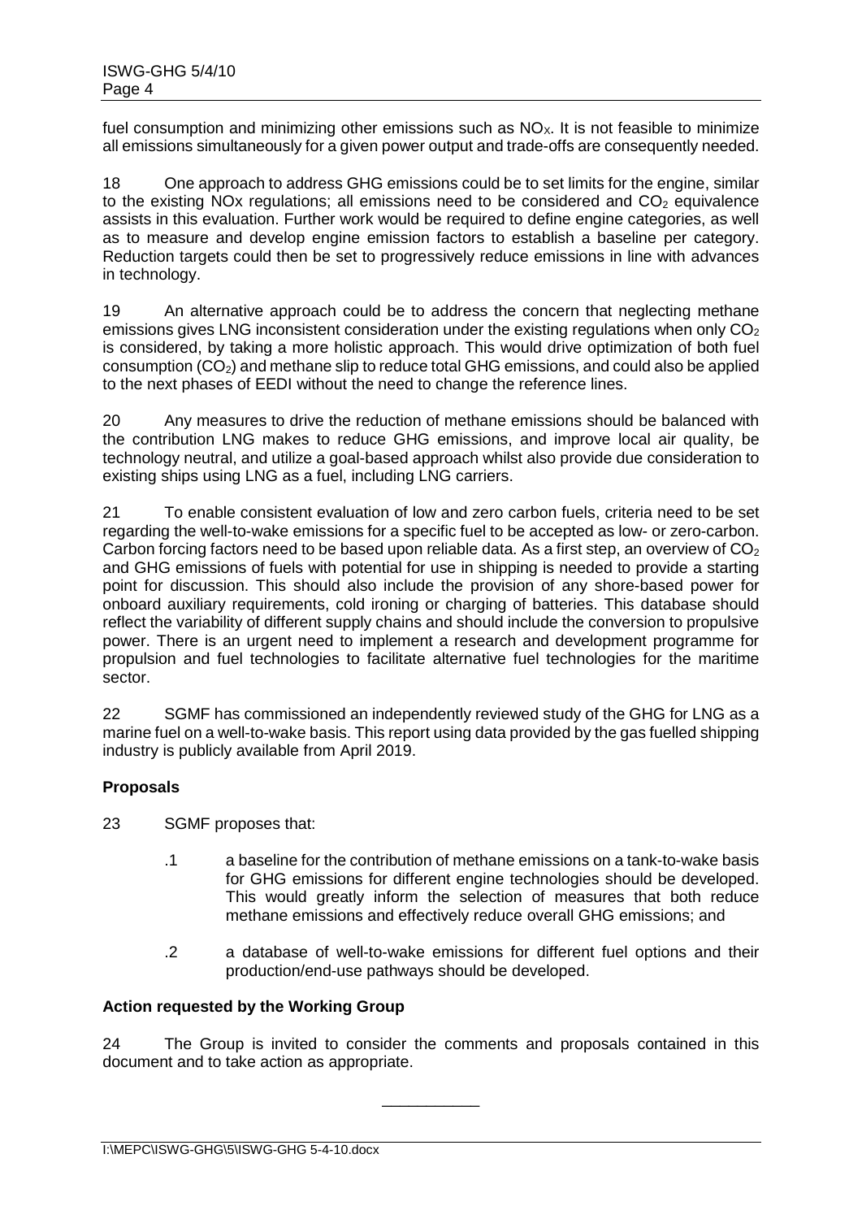fuel consumption and minimizing other emissions such as $NO_X$. It is not feasible to minimize all emissions simultaneously for a given power output and trade-offs are consequently needed.

18 One approach to address GHG emissions could be to set limits for the engine, similar to the existing NOx regulations; all emissions need to be considered and $CO_2$ equivalence assists in this evaluation. Further work would be required to define engine categories, as well as to measure and develop engine emission factors to establish a baseline per category. Reduction targets could then be set to progressively reduce emissions in line with advances in technology.

19 An alternative approach could be to address the concern that neglecting methane emissions gives LNG inconsistent consideration under the existing regulations when only $CO_2$ is considered, by taking a more holistic approach. This would drive optimization of both fuel consumption ($CO_2$) and methane slip to reduce total GHG emissions, and could also be applied to the next phases of EEDI without the need to change the reference lines.

20 Any measures to drive the reduction of methane emissions should be balanced with the contribution LNG makes to reduce GHG emissions, and improve local air quality, be technology neutral, and utilize a goal-based approach whilst also provide due consideration to existing ships using LNG as a fuel, including LNG carriers.

21 To enable consistent evaluation of low and zero carbon fuels, criteria need to be set regarding the well-to-wake emissions for a specific fuel to be accepted as low- or zero-carbon. Carbon forcing factors need to be based upon reliable data. As a first step, an overview of $CO_2$ and GHG emissions of fuels with potential for use in shipping is needed to provide a starting point for discussion. This should also include the provision of any shore-based power for onboard auxiliary requirements, cold ironing or charging of batteries. This database should reflect the variability of different supply chains and should include the conversion to propulsive power. There is an urgent need to implement a research and development programme for propulsion and fuel technologies to facilitate alternative fuel technologies for the maritime sector.

22 SGMF has commissioned an independently reviewed study of the GHG for LNG as a marine fuel on a well-to-wake basis. This report using data provided by the gas fuelled shipping industry is publicly available from April 2019.

**Proposals**

23 SGMF proposes that:

.1 a baseline for the contribution of methane emissions on a tank-to-wake basis for GHG emissions for different engine technologies should be developed. This would greatly inform the selection of measures that both reduce methane emissions and effectively reduce overall GHG emissions; and

.2 a database of well-to-wake emissions for different fuel options and their production/end-use pathways should be developed.

**Action requested by the Working Group**

24 The Group is invited to consider the comments and proposals contained in this document and to take action as appropriate.

\_\_\_\_\_\_\_\_\_\_\_